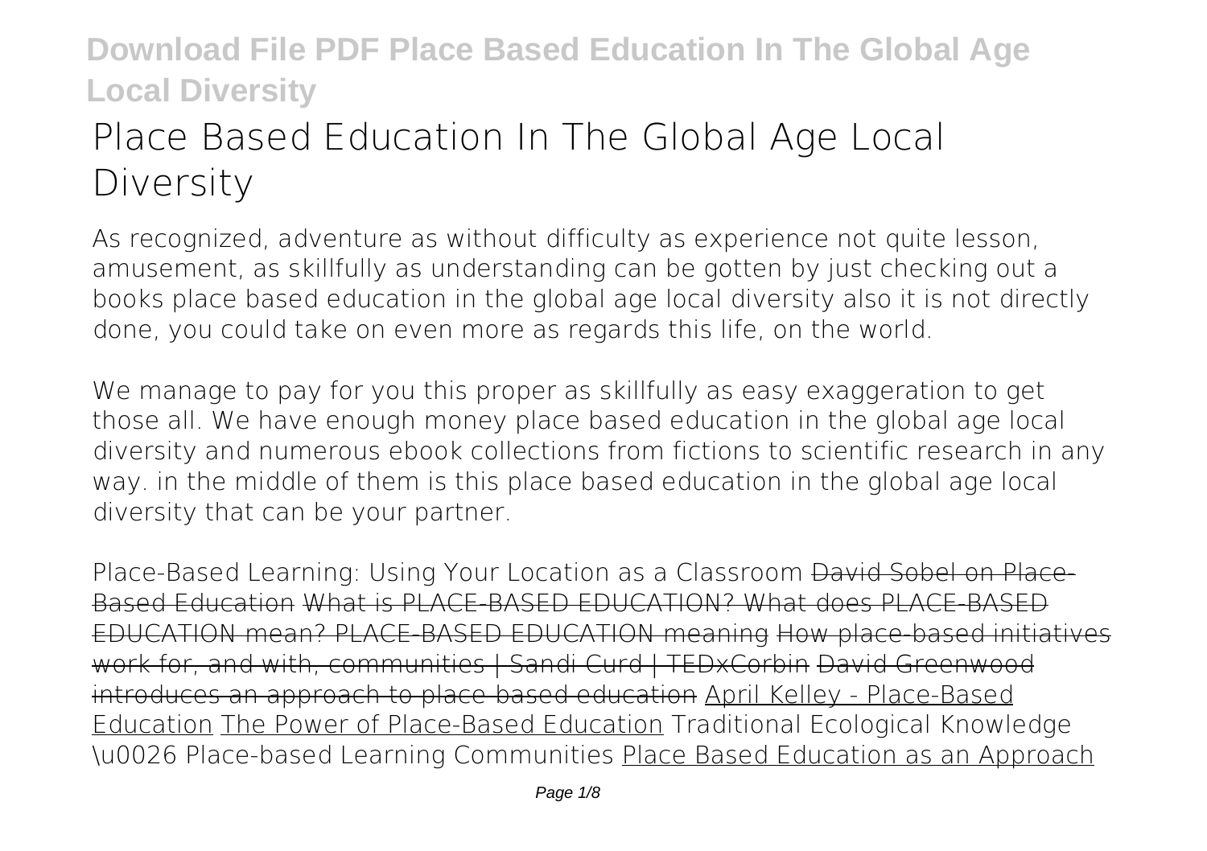# Place Based Education In The Global Age Local Diversity

As recognized, adventure as without difficulty as experience not quite lesson, amusement, as skillfully as understanding can be gotten by just checking out a books place based education in the global age local diversity also it is not directly done, you could take on even more as regards this life, on the world.

We manage to pay for you this proper as skillfully as easy exaggeration to get those all. We have enough money place based education in the global age local diversity and numerous ebook collections from fictions to scientific research in any way. in the middle of them is this place based education in the global age local diversity that can be your partner.

Place-Based Learning: Using Your Location as a Classroom David Sobel on Place-Based Education What is PLACE-BASED EDUCATION? What does PLACE-BASED EDUCATION mean? PLACE-BASED EDUCATION meaning How place-based initiatives work for, and with, communities | Sandi Curd | TEDxCorbin David Greenwood introduces an approach to place-based education April Kelley - Place-Based Education The Power of Place-Based Education Traditional Ecological Knowledge \u0026 Place-based Learning Communities Place Based Education as an Approach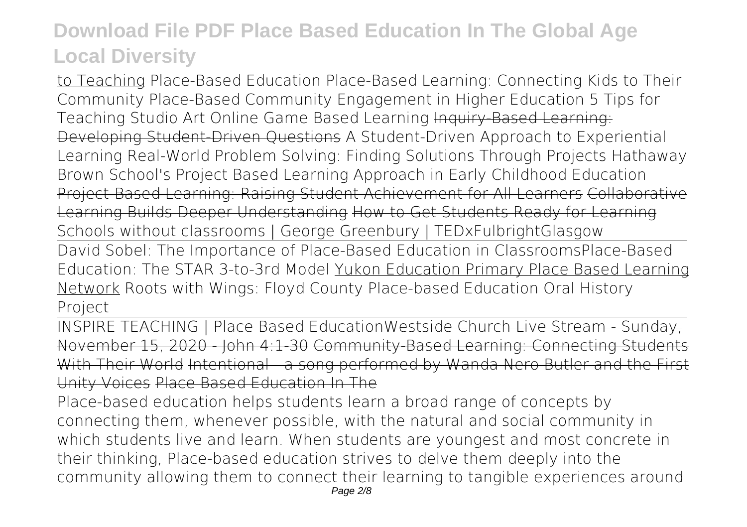to Teaching Place-Based Education Place-Based Learning: Connecting Kids to Their Community Place-Based Community Engagement in Higher Education 5 Tips for Teaching Studio Art Online Game Based Learning Inquiry-Based Learning: Developing Student-Driven Questions A Student-Driven Approach to Experiential Learning Real-World Problem Solving: Finding Solutions Through Projects Hathaway Brown School's Project Based Learning Approach in Early Childhood Education Project-Based Learning: Raising Student Achievement for All Learners Collaborative Learning Builds Deeper Understanding How to Get Students Ready for Learning Schools without classrooms | George Greenbury | TEDxFulbrightGlasgow

David Sobel: The Importance of Place-Based Education in ClassroomsPlace-Based Education: The STAR 3-to-3rd Model Yukon Education Primary Place Based Learning Network Roots with Wings: Floyd County Place-based Education Oral History Project

INSPIRE TEACHING | Place Based EducationWestside Church Live Stream - Sunday, November 15, 2020 - John 4:1-30 Community-Based Learning: Connecting Students With Their World Intentional - a song performed by Wanda Nero Butler and the First Unity Voices Place Based Education In The

Place-based education helps students learn a broad range of concepts by connecting them, whenever possible, with the natural and social community in which students live and learn. When students are youngest and most concrete in their thinking, Place-based education strives to delve them deeply into the community allowing them to connect their learning to tangible experiences around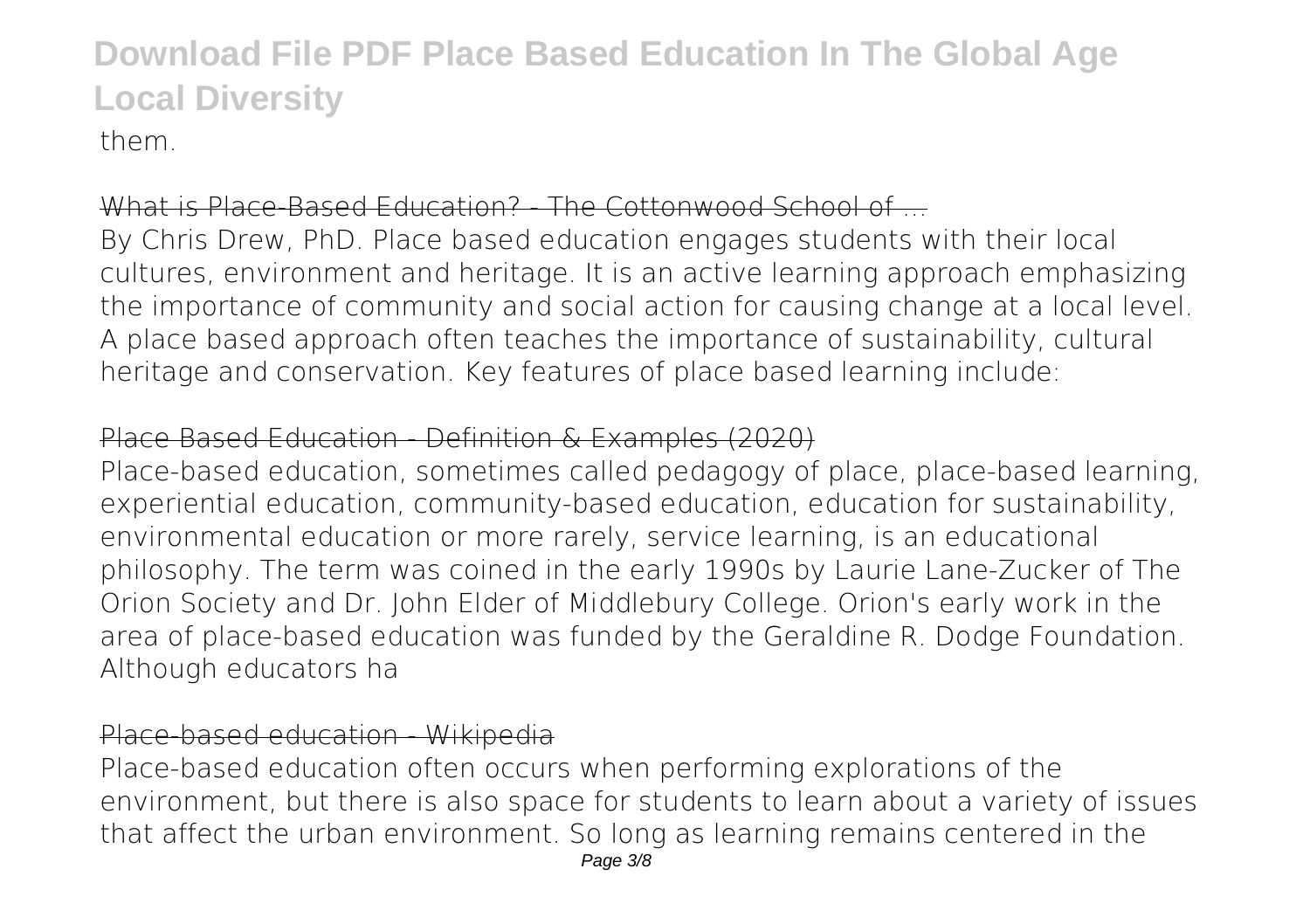them.

What is Place-Based Education? - The Cottonwood School of ...

By Chris Drew, PhD. Place based education engages students with their local cultures, environment and heritage. It is an active learning approach emphasizing the importance of community and social action for causing change at a local level. A place based approach often teaches the importance of sustainability, cultural heritage and conservation. Key features of place based learning include:

Place Based Education - Definition & Examples (2020)

Place-based education, sometimes called pedagogy of place, place-based learning, experiential education, community-based education, education for sustainability, environmental education or more rarely, service learning, is an educational philosophy. The term was coined in the early 1990s by Laurie Lane-Zucker of The Orion Society and Dr. John Elder of Middlebury College. Orion's early work in the area of place-based education was funded by the Geraldine R. Dodge Foundation. Although educators ha

Place-based education - Wikipedia

Place-based education often occurs when performing explorations of the environment, but there is also space for students to learn about a variety of issues that affect the urban environment. So long as learning remains centered in the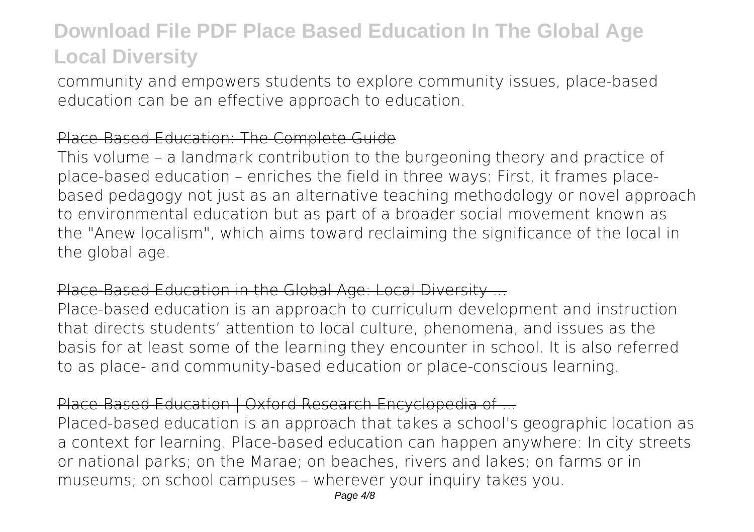community and empowers students to explore community issues, place-based education can be an effective approach to education.

## Place-Based Education: The Complete Guide

This volume – a landmark contribution to the burgeoning theory and practice of place-based education – enriches the field in three ways: First, it frames place-based pedagogy not just as an alternative teaching methodology or novel approach to environmental education but as part of a broader social movement known as the "Anew localism", which aims toward reclaiming the significance of the local in the global age.

## Place-Based Education in the Global Age: Local Diversity ...

Place-based education is an approach to curriculum development and instruction that directs students' attention to local culture, phenomena, and issues as the basis for at least some of the learning they encounter in school. It is also referred to as place- and community-based education or place-conscious learning.

## Place-Based Education | Oxford Research Encyclopedia of ...

Placed-based education is an approach that takes a school's geographic location as a context for learning. Place-based education can happen anywhere: In city streets or national parks; on the Marae; on beaches, rivers and lakes; on farms or in museums; on school campuses – wherever your inquiry takes you.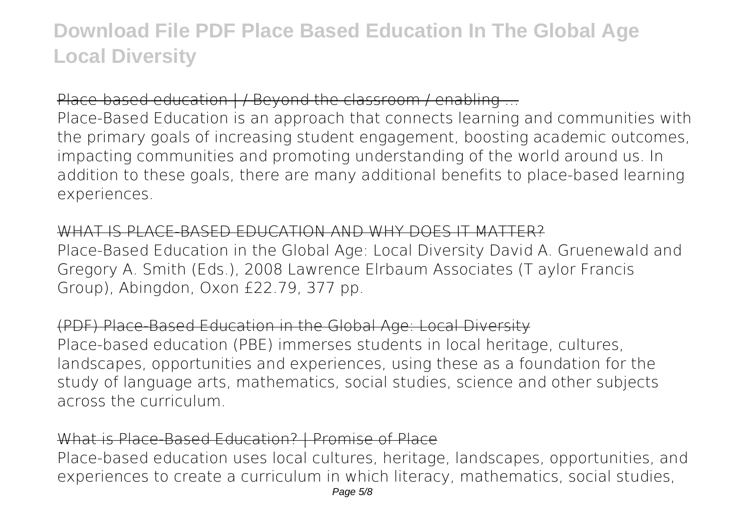## Place-based education | / Beyond the classroom / enabling ...

Place-Based Education is an approach that connects learning and communities with the primary goals of increasing student engagement, boosting academic outcomes, impacting communities and promoting understanding of the world around us. In addition to these goals, there are many additional benefits to place-based learning experiences.

## WHAT IS PLACE-BASED EDUCATION AND WHY DOES IT MATTER?

Place-Based Education in the Global Age: Local Diversity David A. Gruenewald and Gregory A. Smith (Eds.), 2008 Lawrence Elrbaum Associates (T aylor Francis Group), Abingdon, Oxon £22.79, 377 pp.

## (PDF) Place-Based Education in the Global Age: Local Diversity

Place-based education (PBE) immerses students in local heritage, cultures, landscapes, opportunities and experiences, using these as a foundation for the study of language arts, mathematics, social studies, science and other subjects across the curriculum.

## What is Place-Based Education? | Promise of Place

Place-based education uses local cultures, heritage, landscapes, opportunities, and experiences to create a curriculum in which literacy, mathematics, social studies,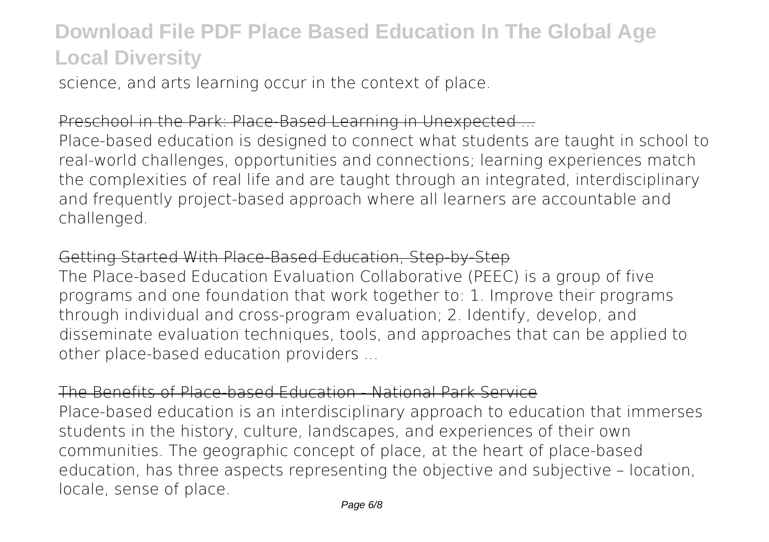science, and arts learning occur in the context of place.

## Preschool in the Park: Place-Based Learning in Unexpected ...

Place-based education is designed to connect what students are taught in school to real-world challenges, opportunities and connections; learning experiences match the complexities of real life and are taught through an integrated, interdisciplinary and frequently project-based approach where all learners are accountable and challenged.

## Getting Started With Place-Based Education, Step-by-Step

The Place-based Education Evaluation Collaborative (PEEC) is a group of five programs and one foundation that work together to: 1. Improve their programs through individual and cross-program evaluation; 2. Identify, develop, and disseminate evaluation techniques, tools, and approaches that can be applied to other place-based education providers ...

## The Benefits of Place-based Education - National Park Service

Place-based education is an interdisciplinary approach to education that immerses students in the history, culture, landscapes, and experiences of their own communities. The geographic concept of place, at the heart of place-based education, has three aspects representing the objective and subjective – location, locale, sense of place.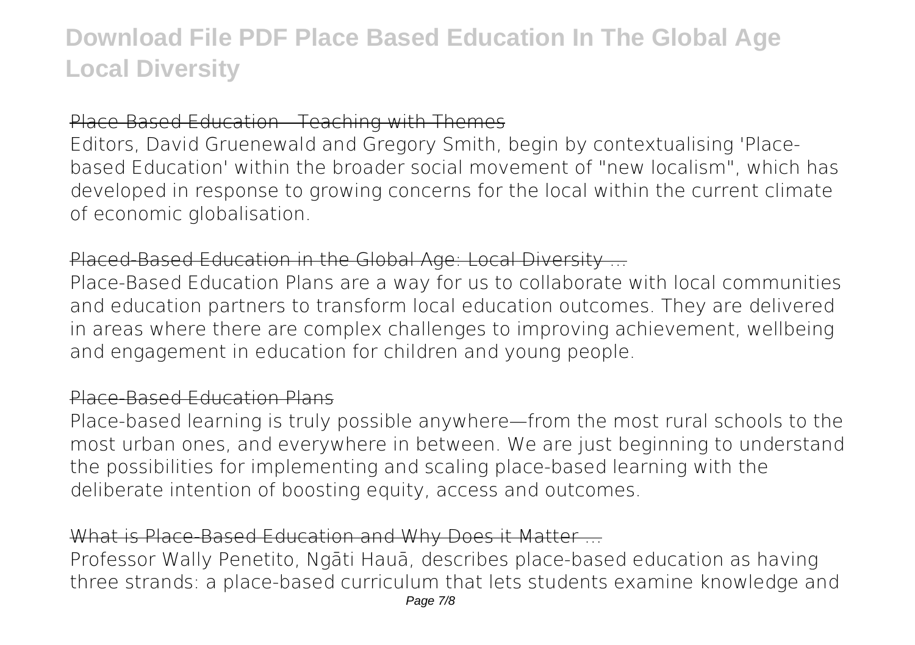Place-Based Education - Teaching with Themes

Editors, David Gruenewald and Gregory Smith, begin by contextualising 'Place-based Education' within the broader social movement of "new localism", which has developed in response to growing concerns for the local within the current climate of economic globalisation.

Placed-Based Education in the Global Age: Local Diversity ...

Place-Based Education Plans are a way for us to collaborate with local communities and education partners to transform local education outcomes. They are delivered in areas where there are complex challenges to improving achievement, wellbeing and engagement in education for children and young people.

Place-Based Education Plans

Place-based learning is truly possible anywhere—from the most rural schools to the most urban ones, and everywhere in between. We are just beginning to understand the possibilities for implementing and scaling place-based learning with the deliberate intention of boosting equity, access and outcomes.

What is Place-Based Education and Why Does it Matter ...

Professor Wally Penetito, Ngāti Hauā, describes place-based education as having three strands: a place-based curriculum that lets students examine knowledge and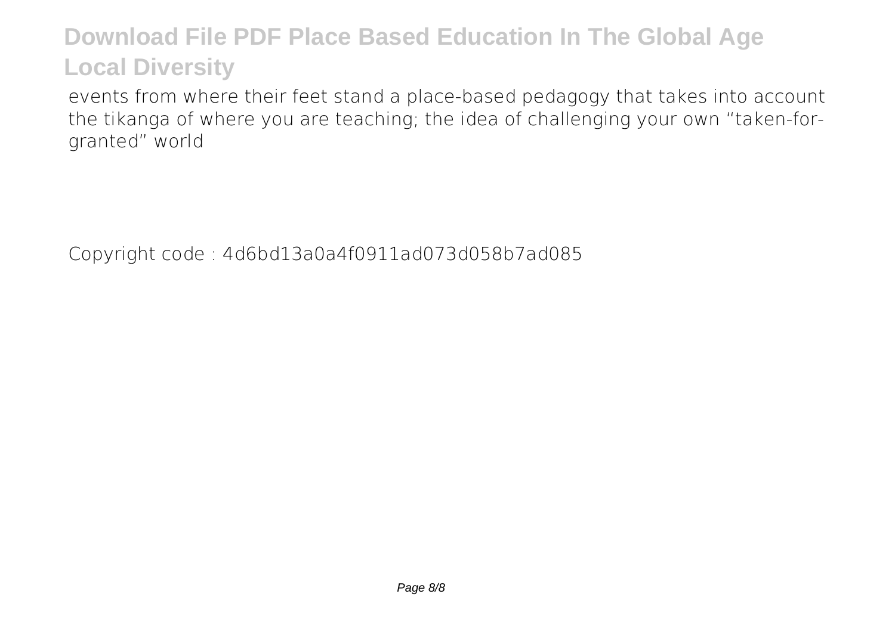events from where their feet stand a place-based pedagogy that takes into account the tikanga of where you are teaching; the idea of challenging your own "taken-for-granted" world

Copyright code : 4d6bd13a0a4f0911ad073d058b7ad085